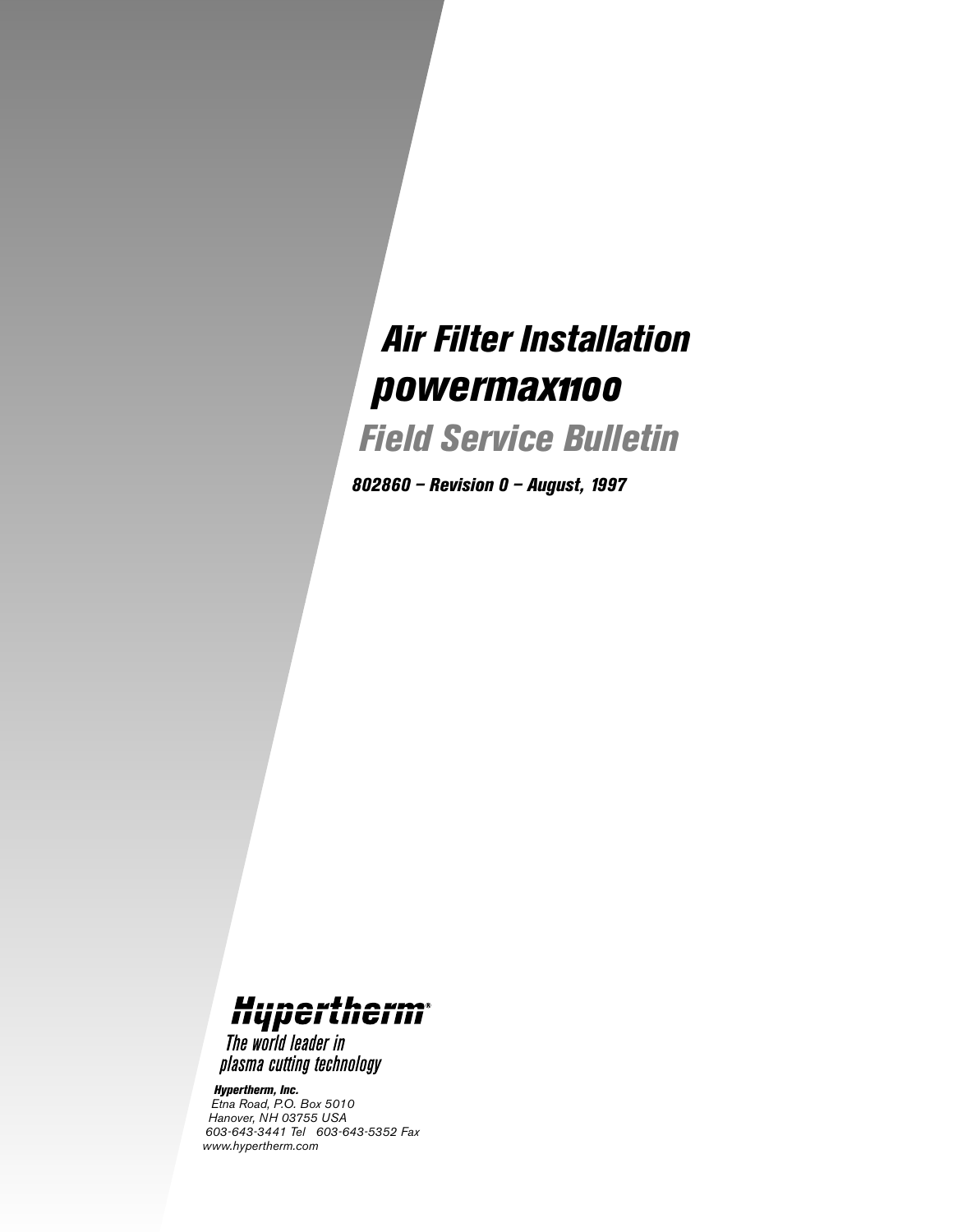# *Air Filter Installation*

# *powermax1100*

## *Field Service Bulletin*

***802860 – Revision 0 – August, 1997***

**Hypertherm®**

*The world leader in plasma cutting technology*

***Hypertherm, Inc.***
*Etna Road, P.O. Box 5010*
*Hanover, NH 03755 USA*
*603-643-3441 Tel 603-643-5352 Fax*
*www.hypertherm.com*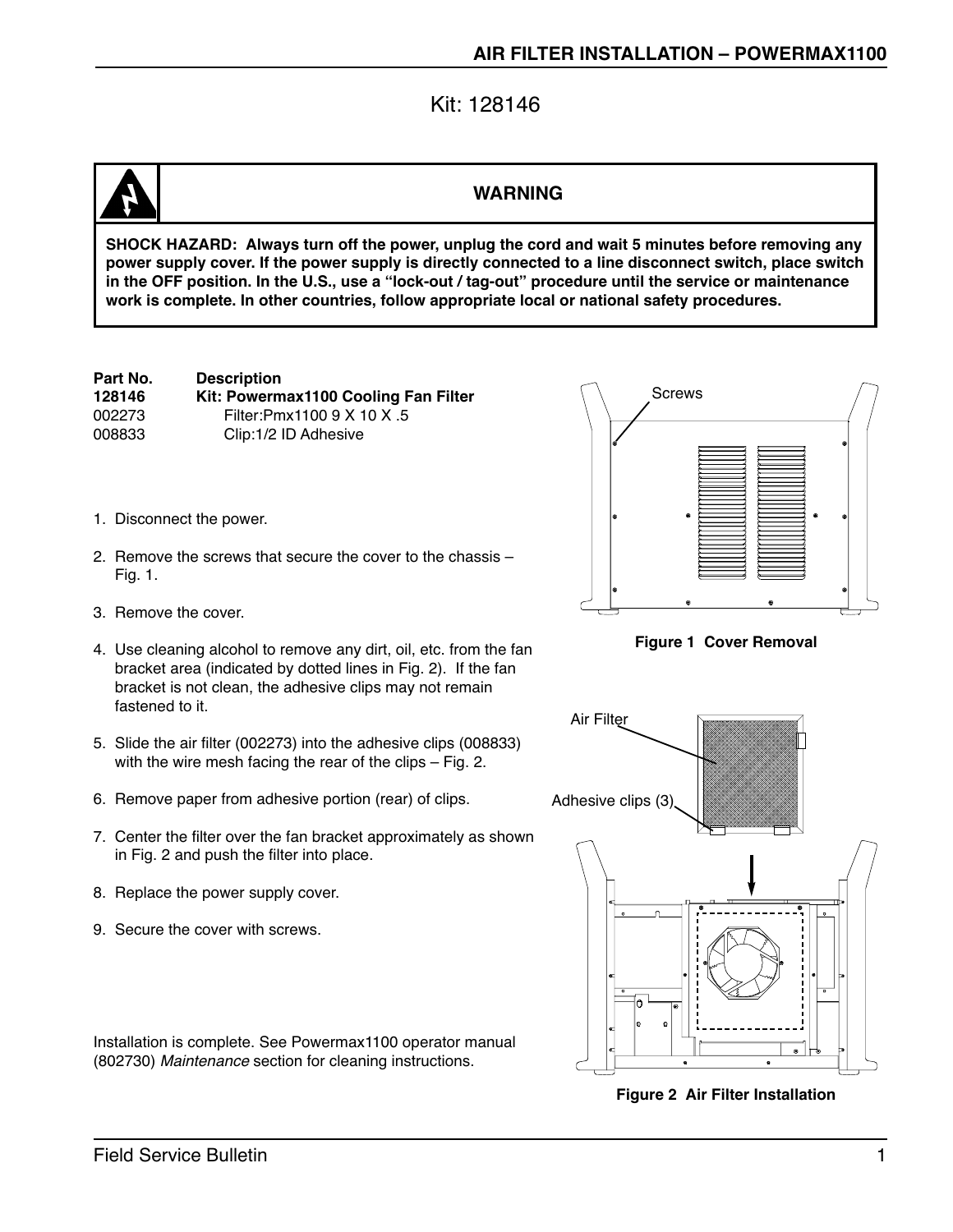# AIR FILTER INSTALLATION – POWERMAX1100

Kit: 128146

| | **WARNING** |
|---|---|

**SHOCK HAZARD: Always turn off the power, unplug the cord and wait 5 minutes before removing any power supply cover. If the power supply is directly connected to a line disconnect switch, place switch in the OFF position. In the U.S., use a "lock-out / tag-out" procedure until the service or maintenance work is complete. In other countries, follow appropriate local or national safety procedures.**

| Part No. | Description |
|---|---|
| **128146** | **Kit: Powermax1100 Cooling Fan Filter** |
| 002273 | Filter:Pmx1100 9 X 10 X .5 |
| 008833 | Clip:1/2 ID Adhesive |

1. Disconnect the power.
2. Remove the screws that secure the cover to the chassis – Fig. 1.
3. Remove the cover.
4. Use cleaning alcohol to remove any dirt, oil, etc. from the fan bracket area (indicated by dotted lines in Fig. 2). If the fan bracket is not clean, the adhesive clips may not remain fastened to it.
5. Slide the air filter (002273) into the adhesive clips (008833) with the wire mesh facing the rear of the clips – Fig. 2.
6. Remove paper from adhesive portion (rear) of clips.
7. Center the filter over the fan bracket approximately as shown in Fig. 2 and push the filter into place.
8. Replace the power supply cover.
9. Secure the cover with screws.

Installation is complete. See Powermax1100 operator manual (802730) *Maintenance* section for cleaning instructions.

Screws

**Figure 1 Cover Removal**

Air Filter

Adhesive clips (3)

**Figure 2 Air Filter Installation**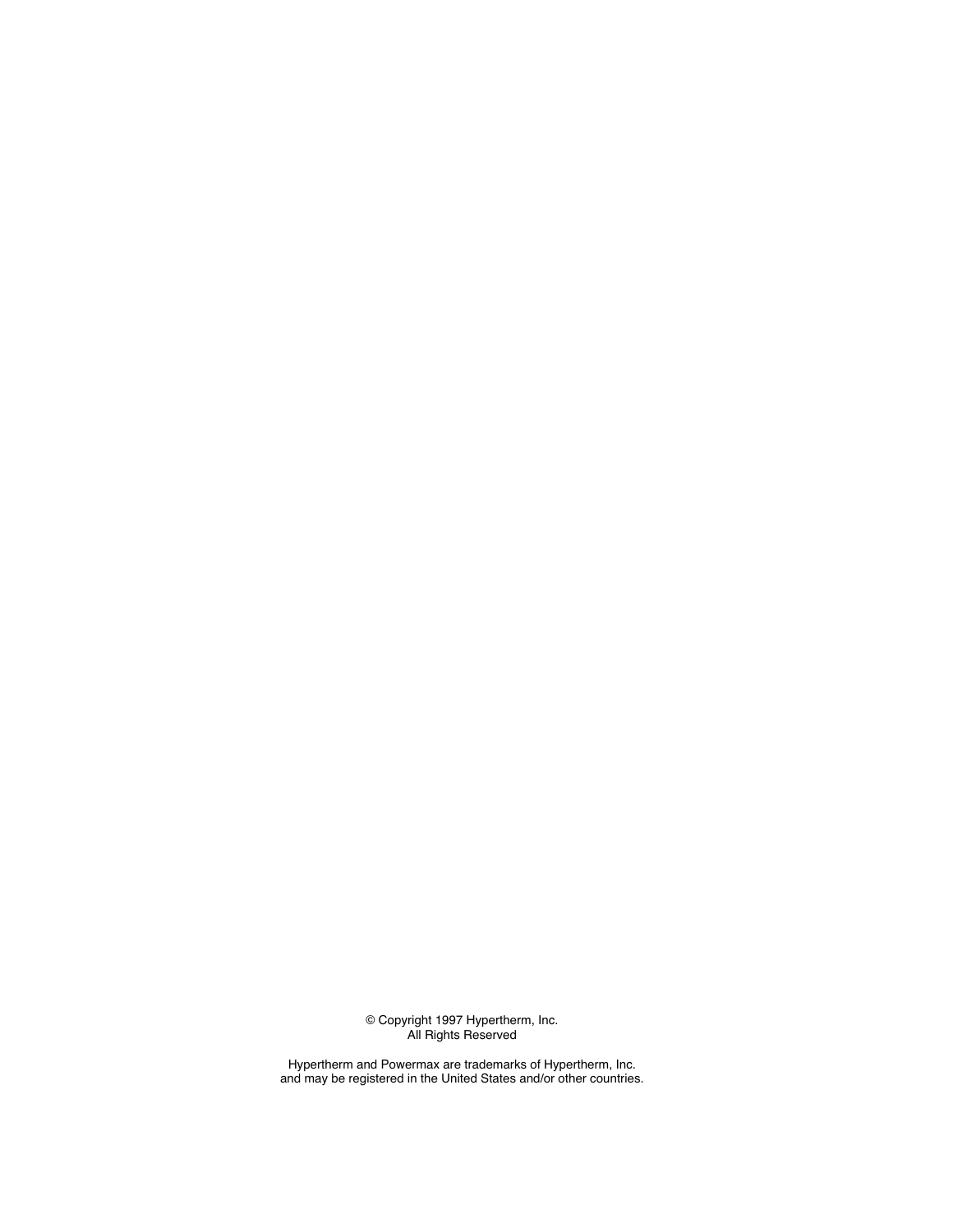© Copyright 1997 Hypertherm, Inc.
All Rights Reserved

Hypertherm and Powermax are trademarks of Hypertherm, Inc.
and may be registered in the United States and/or other countries.